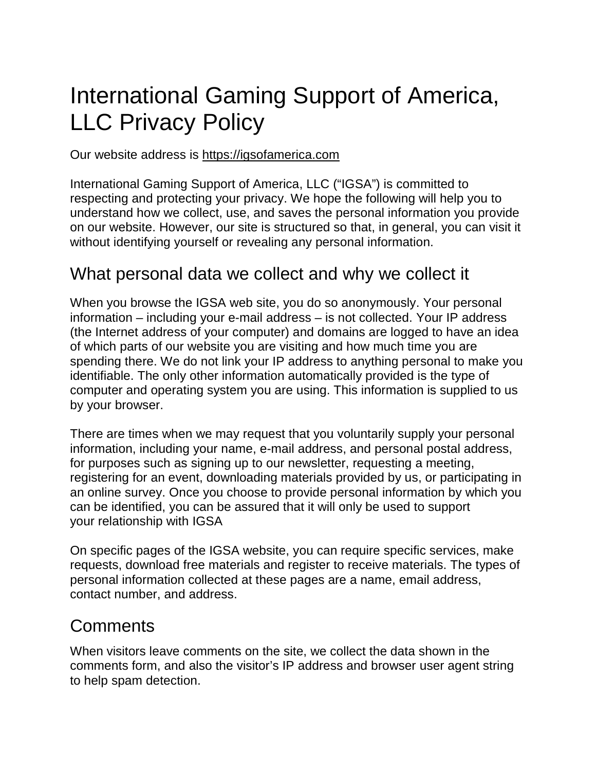# International Gaming Support of America, LLC Privacy Policy

Our website address is https://igsofamerica.com

International Gaming Support of America, LLC ("IGSA") is committed to respecting and protecting your privacy. We hope the following will help you to understand how we collect, use, and saves the personal information you provide on our website. However, our site is structured so that, in general, you can visit it without identifying yourself or revealing any personal information.

## What personal data we collect and why we collect it

When you browse the IGSA web site, you do so anonymously. Your personal information – including your e-mail address – is not collected. Your IP address (the Internet address of your computer) and domains are logged to have an idea of which parts of our website you are visiting and how much time you are spending there. We do not link your IP address to anything personal to make you identifiable. The only other information automatically provided is the type of computer and operating system you are using. This information is supplied to us by your browser.

There are times when we may request that you voluntarily supply your personal information, including your name, e-mail address, and personal postal address, for purposes such as signing up to our newsletter, requesting a meeting, registering for an event, downloading materials provided by us, or participating in an online survey. Once you choose to provide personal information by which you can be identified, you can be assured that it will only be used to support your relationship with IGSA

On specific pages of the IGSA website, you can require specific services, make requests, download free materials and register to receive materials. The types of personal information collected at these pages are a name, email address, contact number, and address.

## Comments

When visitors leave comments on the site, we collect the data shown in the comments form, and also the visitor's IP address and browser user agent string to help spam detection.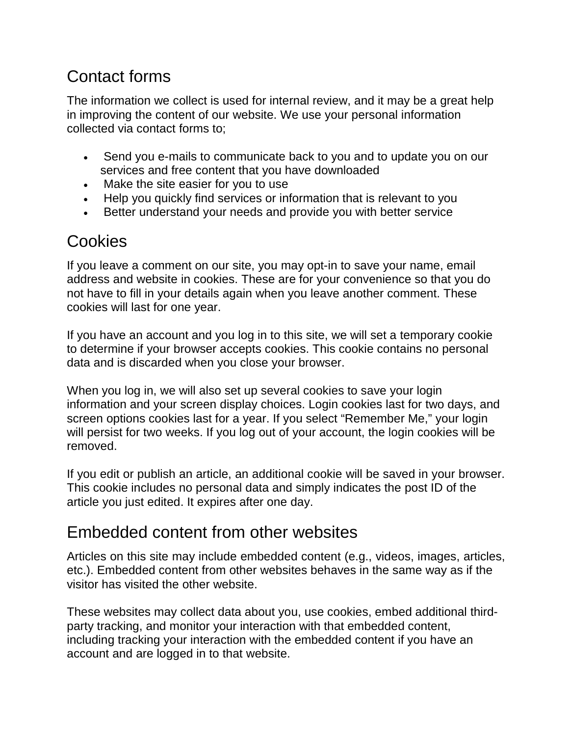## Contact forms

The information we collect is used for internal review, and it may be a great help in improving the content of our website. We use your personal information collected via contact forms to;

- Send you e-mails to communicate back to you and to update you on our services and free content that you have downloaded
- Make the site easier for you to use
- Help you quickly find services or information that is relevant to you
- Better understand your needs and provide you with better service

## Cookies

If you leave a comment on our site, you may opt-in to save your name, email address and website in cookies. These are for your convenience so that you do not have to fill in your details again when you leave another comment. These cookies will last for one year.

If you have an account and you log in to this site, we will set a temporary cookie to determine if your browser accepts cookies. This cookie contains no personal data and is discarded when you close your browser.

When you log in, we will also set up several cookies to save your login information and your screen display choices. Login cookies last for two days, and screen options cookies last for a year. If you select “Remember Me,” your login will persist for two weeks. If you log out of your account, the login cookies will be removed.

If you edit or publish an article, an additional cookie will be saved in your browser. This cookie includes no personal data and simply indicates the post ID of the article you just edited. It expires after one day.

## Embedded content from other websites

Articles on this site may include embedded content (e.g., videos, images, articles, etc.). Embedded content from other websites behaves in the same way as if the visitor has visited the other website.

These websites may collect data about you, use cookies, embed additional third-party tracking, and monitor your interaction with that embedded content, including tracking your interaction with the embedded content if you have an account and are logged in to that website.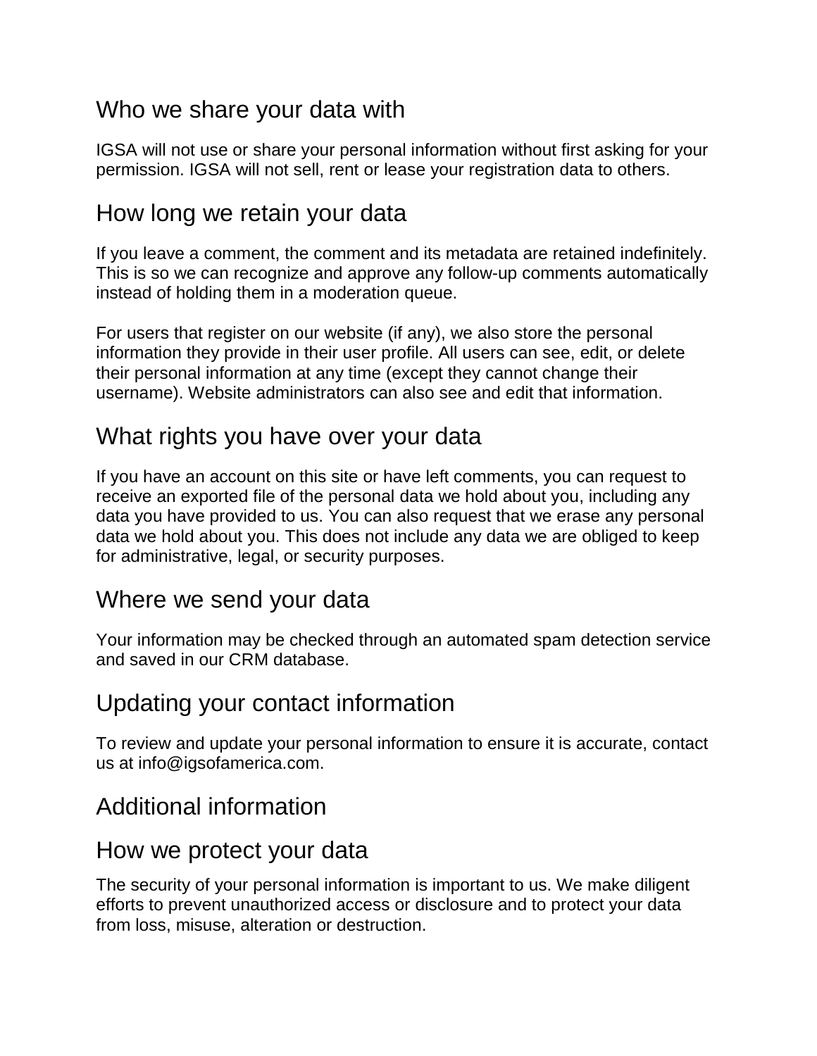## Who we share your data with

IGSA will not use or share your personal information without first asking for your permission. IGSA will not sell, rent or lease your registration data to others.

## How long we retain your data

If you leave a comment, the comment and its metadata are retained indefinitely. This is so we can recognize and approve any follow-up comments automatically instead of holding them in a moderation queue.

For users that register on our website (if any), we also store the personal information they provide in their user profile. All users can see, edit, or delete their personal information at any time (except they cannot change their username). Website administrators can also see and edit that information.

## What rights you have over your data

If you have an account on this site or have left comments, you can request to receive an exported file of the personal data we hold about you, including any data you have provided to us. You can also request that we erase any personal data we hold about you. This does not include any data we are obliged to keep for administrative, legal, or security purposes.

## Where we send your data

Your information may be checked through an automated spam detection service and saved in our CRM database.

## Updating your contact information

To review and update your personal information to ensure it is accurate, contact us at info@igsofamerica.com.

## Additional information

## How we protect your data

The security of your personal information is important to us. We make diligent efforts to prevent unauthorized access or disclosure and to protect your data from loss, misuse, alteration or destruction.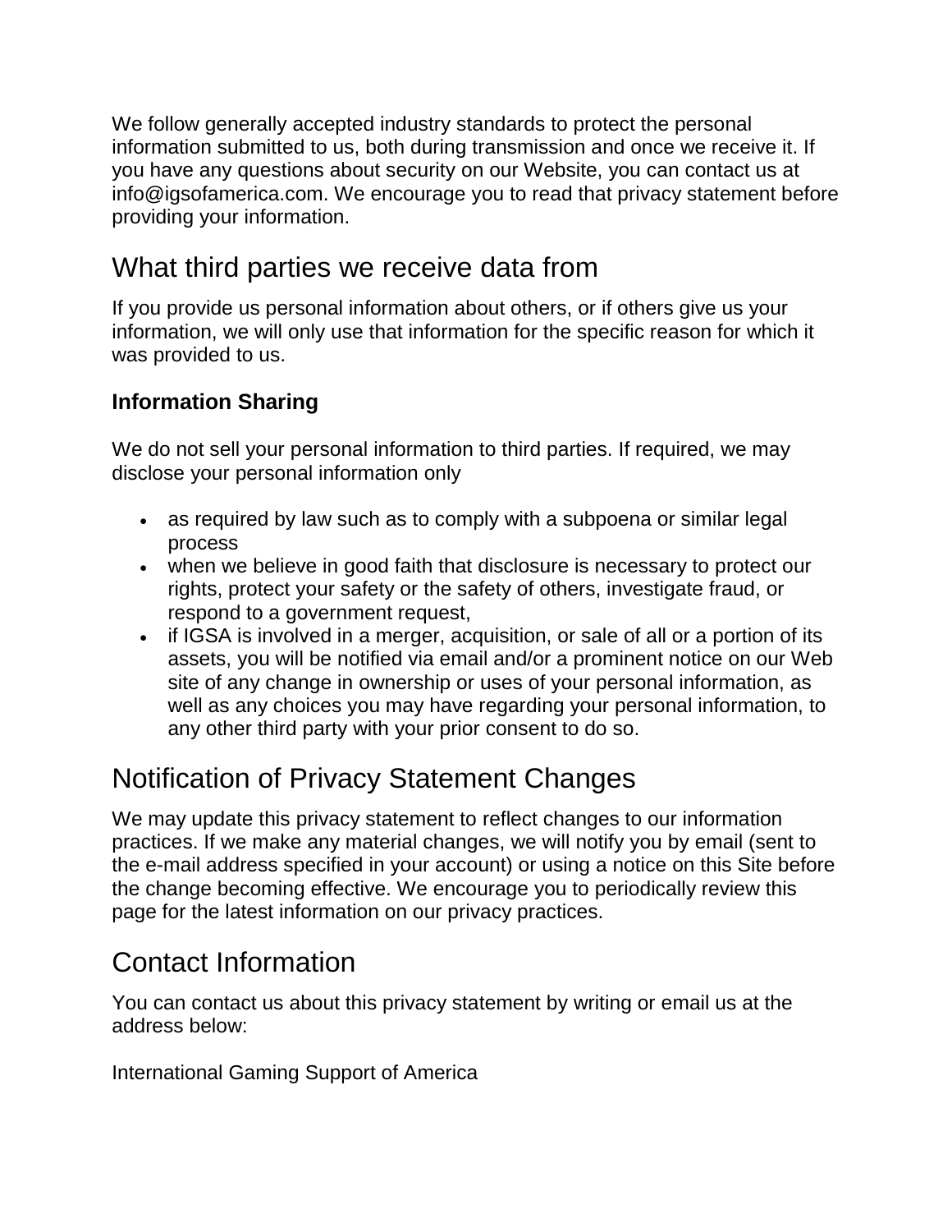We follow generally accepted industry standards to protect the personal information submitted to us, both during transmission and once we receive it. If you have any questions about security on our Website, you can contact us at info@igsofamerica.com. We encourage you to read that privacy statement before providing your information.

## What third parties we receive data from

If you provide us personal information about others, or if others give us your information, we will only use that information for the specific reason for which it was provided to us.

### Information Sharing

We do not sell your personal information to third parties. If required, we may disclose your personal information only

- as required by law such as to comply with a subpoena or similar legal process
- when we believe in good faith that disclosure is necessary to protect our rights, protect your safety or the safety of others, investigate fraud, or respond to a government request,
- if IGSA is involved in a merger, acquisition, or sale of all or a portion of its assets, you will be notified via email and/or a prominent notice on our Web site of any change in ownership or uses of your personal information, as well as any choices you may have regarding your personal information, to any other third party with your prior consent to do so.

## Notification of Privacy Statement Changes

We may update this privacy statement to reflect changes to our information practices. If we make any material changes, we will notify you by email (sent to the e-mail address specified in your account) or using a notice on this Site before the change becoming effective. We encourage you to periodically review this page for the latest information on our privacy practices.

## Contact Information

You can contact us about this privacy statement by writing or email us at the address below:

International Gaming Support of America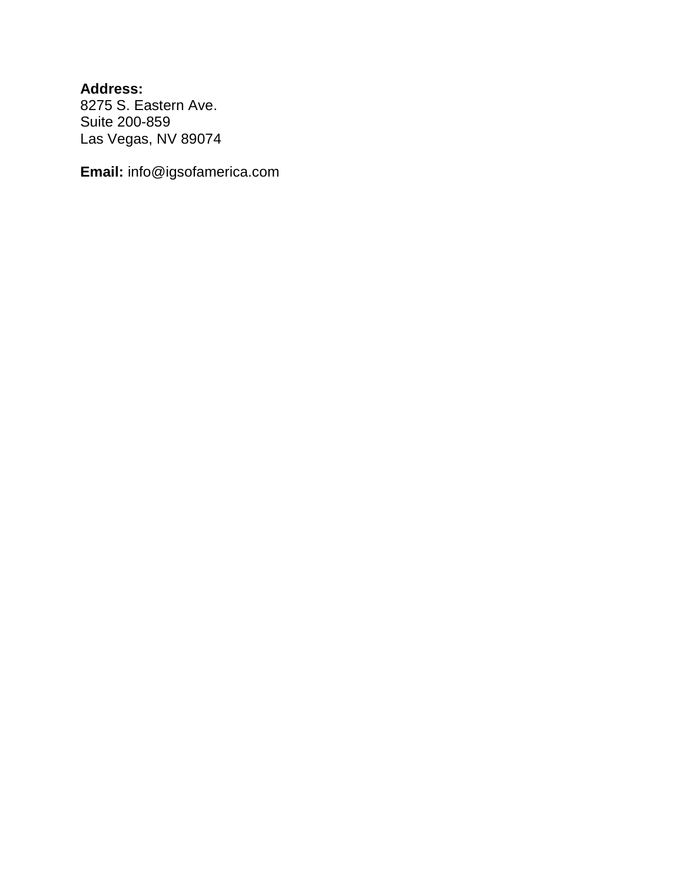**Address:**
8275 S. Eastern Ave.
Suite 200-859
Las Vegas, NV 89074

**Email:** info@igsofamerica.com